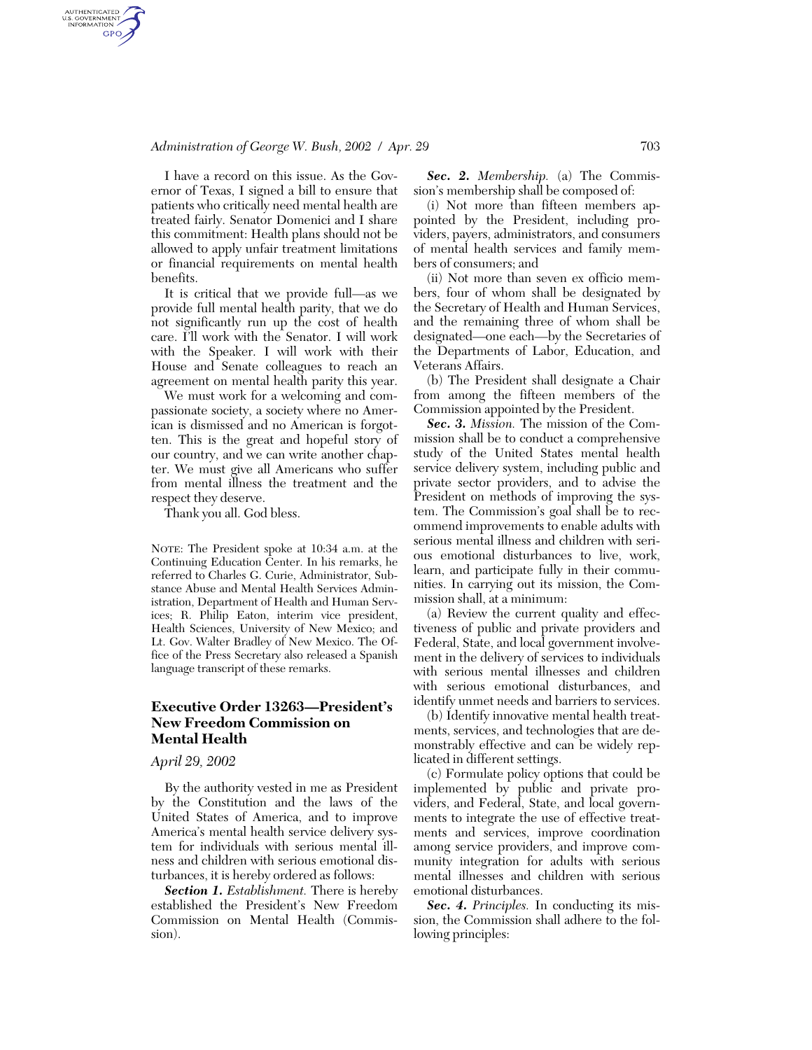I have a record on this issue. As the Governor of Texas, I signed a bill to ensure that patients who critically need mental health are treated fairly. Senator Domenici and I share this commitment: Health plans should not be allowed to apply unfair treatment limitations or financial requirements on mental health benefits.

It is critical that we provide full—as we provide full mental health parity, that we do not significantly run up the cost of health care. I'll work with the Senator. I will work with the Speaker. I will work with their House and Senate colleagues to reach an agreement on mental health parity this year.

We must work for a welcoming and compassionate society, a society where no American is dismissed and no American is forgotten. This is the great and hopeful story of our country, and we can write another chapter. We must give all Americans who suffer from mental illness the treatment and the respect they deserve.

Thank you all. God bless.

NOTE: The President spoke at 10:34 a.m. at the Continuing Education Center. In his remarks, he referred to Charles G. Curie, Administrator, Substance Abuse and Mental Health Services Administration, Department of Health and Human Services; R. Philip Eaton, interim vice president, Health Sciences, University of New Mexico; and Lt. Gov. Walter Bradley of New Mexico. The Office of the Press Secretary also released a Spanish language transcript of these remarks.

## Executive Order 13263—President's New Freedom Commission on Mental Health

*April 29, 2002*

By the authority vested in me as President by the Constitution and the laws of the United States of America, and to improve America's mental health service delivery system for individuals with serious mental illness and children with serious emotional disturbances, it is hereby ordered as follows:

***Section 1.*** *Establishment.* There is hereby established the President's New Freedom Commission on Mental Health (Commission).

***Sec. 2.*** *Membership.* (a) The Commission's membership shall be composed of:

(i) Not more than fifteen members appointed by the President, including providers, payers, administrators, and consumers of mental health services and family members of consumers; and

(ii) Not more than seven ex officio members, four of whom shall be designated by the Secretary of Health and Human Services, and the remaining three of whom shall be designated—one each—by the Secretaries of the Departments of Labor, Education, and Veterans Affairs.

(b) The President shall designate a Chair from among the fifteen members of the Commission appointed by the President.

***Sec. 3.*** *Mission.* The mission of the Commission shall be to conduct a comprehensive study of the United States mental health service delivery system, including public and private sector providers, and to advise the President on methods of improving the system. The Commission's goal shall be to recommend improvements to enable adults with serious mental illness and children with serious emotional disturbances to live, work, learn, and participate fully in their communities. In carrying out its mission, the Commission shall, at a minimum:

(a) Review the current quality and effectiveness of public and private providers and Federal, State, and local government involvement in the delivery of services to individuals with serious mental illnesses and children with serious emotional disturbances, and identify unmet needs and barriers to services.

(b) Identify innovative mental health treatments, services, and technologies that are demonstrably effective and can be widely replicated in different settings.

(c) Formulate policy options that could be implemented by public and private providers, and Federal, State, and local governments to integrate the use of effective treatments and services, improve coordination among service providers, and improve community integration for adults with serious mental illnesses and children with serious emotional disturbances.

***Sec. 4.*** *Principles.* In conducting its mission, the Commission shall adhere to the following principles: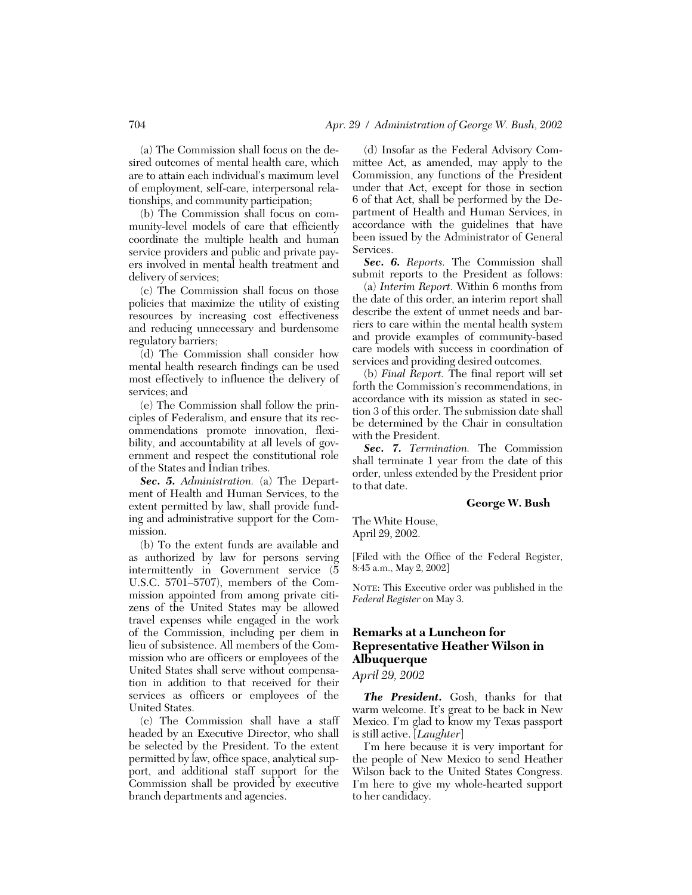(a) The Commission shall focus on the desired outcomes of mental health care, which are to attain each individual's maximum level of employment, self-care, interpersonal relationships, and community participation;

(b) The Commission shall focus on community-level models of care that efficiently coordinate the multiple health and human service providers and public and private payers involved in mental health treatment and delivery of services;

(c) The Commission shall focus on those policies that maximize the utility of existing resources by increasing cost effectiveness and reducing unnecessary and burdensome regulatory barriers;

(d) The Commission shall consider how mental health research findings can be used most effectively to influence the delivery of services; and

(e) The Commission shall follow the principles of Federalism, and ensure that its recommendations promote innovation, flexibility, and accountability at all levels of government and respect the constitutional role of the States and Indian tribes.

***Sec. 5.*** *Administration.* (a) The Department of Health and Human Services, to the extent permitted by law, shall provide funding and administrative support for the Commission.

(b) To the extent funds are available and as authorized by law for persons serving intermittently in Government service (5 U.S.C. 5701–5707), members of the Commission appointed from among private citizens of the United States may be allowed travel expenses while engaged in the work of the Commission, including per diem in lieu of subsistence. All members of the Commission who are officers or employees of the United States shall serve without compensation in addition to that received for their services as officers or employees of the United States.

(c) The Commission shall have a staff headed by an Executive Director, who shall be selected by the President. To the extent permitted by law, office space, analytical support, and additional staff support for the Commission shall be provided by executive branch departments and agencies.

(d) Insofar as the Federal Advisory Committee Act, as amended, may apply to the Commission, any functions of the President under that Act, except for those in section 6 of that Act, shall be performed by the Department of Health and Human Services, in accordance with the guidelines that have been issued by the Administrator of General Services.

***Sec. 6.*** *Reports.* The Commission shall submit reports to the President as follows:

(a) *Interim Report.* Within 6 months from the date of this order, an interim report shall describe the extent of unmet needs and barriers to care within the mental health system and provide examples of community-based care models with success in coordination of services and providing desired outcomes.

(b) *Final Report.* The final report will set forth the Commission's recommendations, in accordance with its mission as stated in section 3 of this order. The submission date shall be determined by the Chair in consultation with the President.

***Sec. 7.*** *Termination.* The Commission shall terminate 1 year from the date of this order, unless extended by the President prior to that date.

**George W. Bush**

The White House,
April 29, 2002.

[Filed with the Office of the Federal Register, 8:45 a.m., May 2, 2002]

NOTE: This Executive order was published in the *Federal Register* on May 3.

## Remarks at a Luncheon for Representative Heather Wilson in Albuquerque

*April 29, 2002*

***The President.*** Gosh, thanks for that warm welcome. It's great to be back in New Mexico. I'm glad to know my Texas passport is still active. [*Laughter*]

I'm here because it is very important for the people of New Mexico to send Heather Wilson back to the United States Congress. I'm here to give my whole-hearted support to her candidacy.